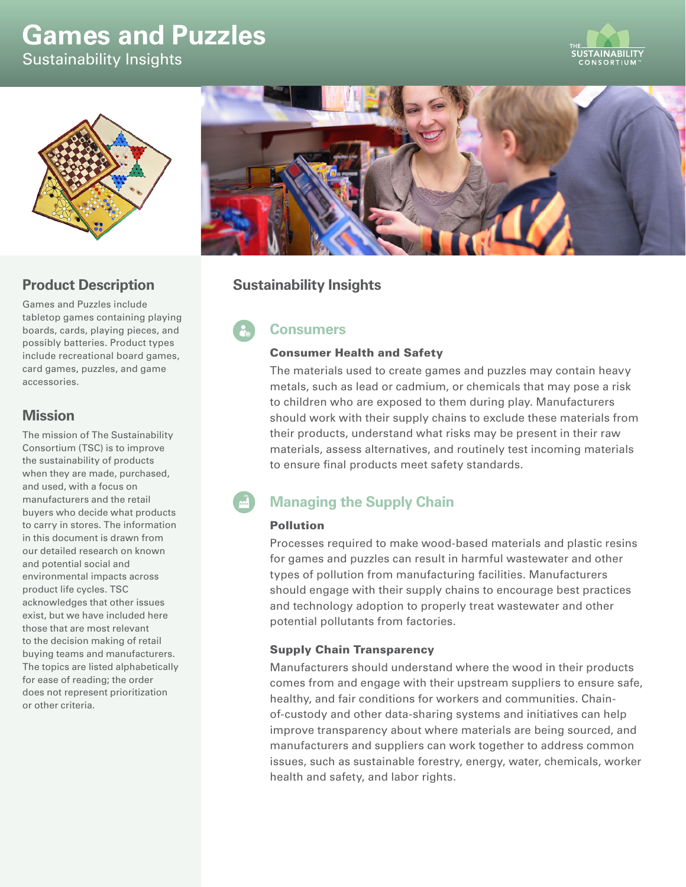# Games and Puzzles

Sustainability Insights

## Product Description

Games and Puzzles include tabletop games containing playing boards, cards, playing pieces, and possibly batteries. Product types include recreational board games, card games, puzzles, and game accessories.

## Mission

The mission of The Sustainability Consortium (TSC) is to improve the sustainability of products when they are made, purchased, and used, with a focus on manufacturers and the retail buyers who decide what products to carry in stores. The information in this document is drawn from our detailed research on known and potential social and environmental impacts across product life cycles. TSC acknowledges that other issues exist, but we have included here those that are most relevant to the decision making of retail buying teams and manufacturers. The topics are listed alphabetically for ease of reading; the order does not represent prioritization or other criteria.

## Sustainability Insights

### Consumers

#### Consumer Health and Safety

The materials used to create games and puzzles may contain heavy metals, such as lead or cadmium, or chemicals that may pose a risk to children who are exposed to them during play. Manufacturers should work with their supply chains to exclude these materials from their products, understand what risks may be present in their raw materials, assess alternatives, and routinely test incoming materials to ensure final products meet safety standards.

### Managing the Supply Chain

#### Pollution

Processes required to make wood-based materials and plastic resins for games and puzzles can result in harmful wastewater and other types of pollution from manufacturing facilities. Manufacturers should engage with their supply chains to encourage best practices and technology adoption to properly treat wastewater and other potential pollutants from factories.

#### Supply Chain Transparency

Manufacturers should understand where the wood in their products comes from and engage with their upstream suppliers to ensure safe, healthy, and fair conditions for workers and communities. Chain-of-custody and other data-sharing systems and initiatives can help improve transparency about where materials are being sourced, and manufacturers and suppliers can work together to address common issues, such as sustainable forestry, energy, water, chemicals, worker health and safety, and labor rights.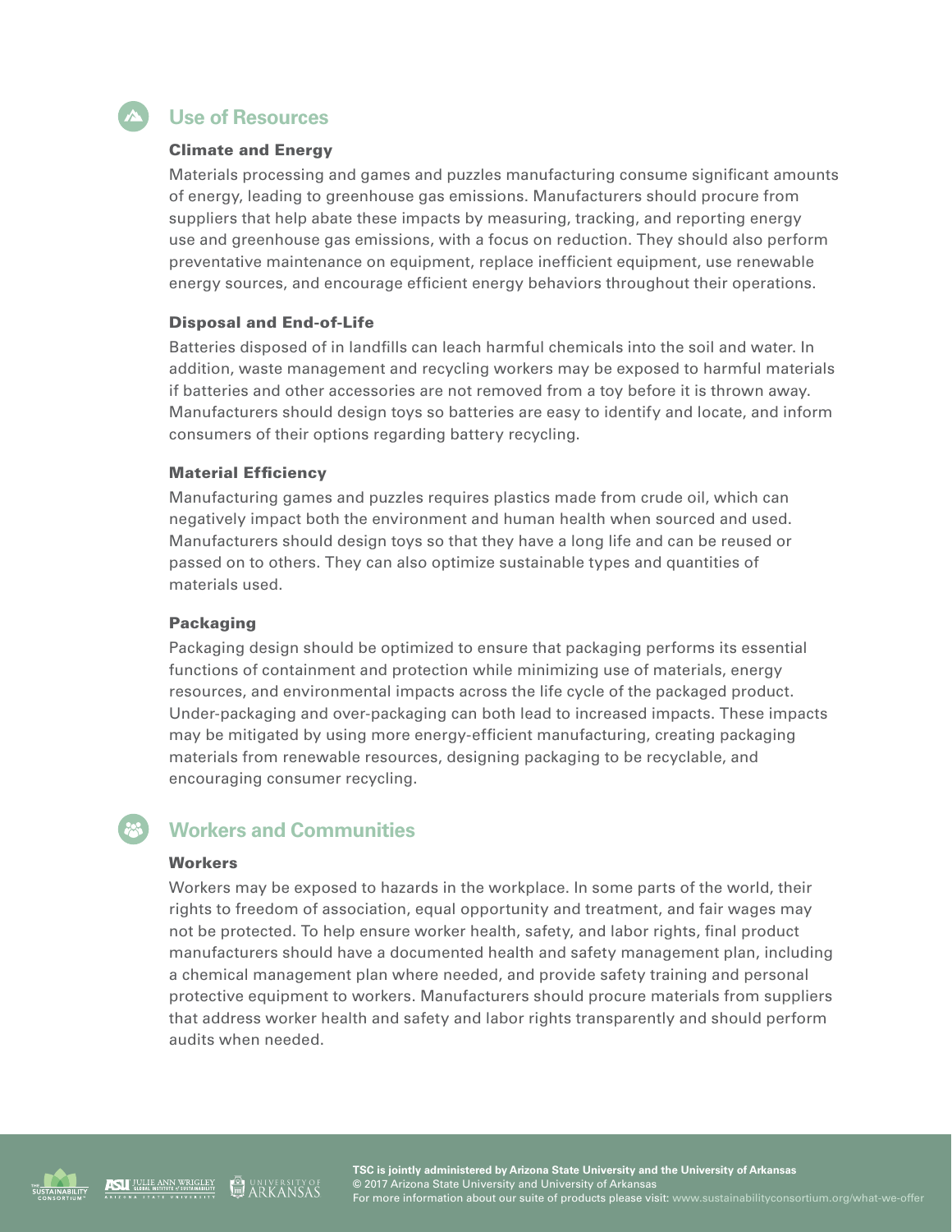## Use of Resources

### Climate and Energy

Materials processing and games and puzzles manufacturing consume significant amounts of energy, leading to greenhouse gas emissions. Manufacturers should procure from suppliers that help abate these impacts by measuring, tracking, and reporting energy use and greenhouse gas emissions, with a focus on reduction. They should also perform preventative maintenance on equipment, replace inefficient equipment, use renewable energy sources, and encourage efficient energy behaviors throughout their operations.

### Disposal and End-of-Life

Batteries disposed of in landfills can leach harmful chemicals into the soil and water. In addition, waste management and recycling workers may be exposed to harmful materials if batteries and other accessories are not removed from a toy before it is thrown away. Manufacturers should design toys so batteries are easy to identify and locate, and inform consumers of their options regarding battery recycling.

### Material Efficiency

Manufacturing games and puzzles requires plastics made from crude oil, which can negatively impact both the environment and human health when sourced and used. Manufacturers should design toys so that they have a long life and can be reused or passed on to others. They can also optimize sustainable types and quantities of materials used.

### Packaging

Packaging design should be optimized to ensure that packaging performs its essential functions of containment and protection while minimizing use of materials, energy resources, and environmental impacts across the life cycle of the packaged product. Under-packaging and over-packaging can both lead to increased impacts. These impacts may be mitigated by using more energy-efficient manufacturing, creating packaging materials from renewable resources, designing packaging to be recyclable, and encouraging consumer recycling.

## Workers and Communities

### Workers

Workers may be exposed to hazards in the workplace. In some parts of the world, their rights to freedom of association, equal opportunity and treatment, and fair wages may not be protected. To help ensure worker health, safety, and labor rights, final product manufacturers should have a documented health and safety management plan, including a chemical management plan where needed, and provide safety training and personal protective equipment to workers. Manufacturers should procure materials from suppliers that address worker health and safety and labor rights transparently and should perform audits when needed.

**TSC is jointly administered by Arizona State University and the University of Arkansas**
© 2017 Arizona State University and University of Arkansas
For more information about our suite of products please visit: www.sustainabilityconsortium.org/what-we-offer